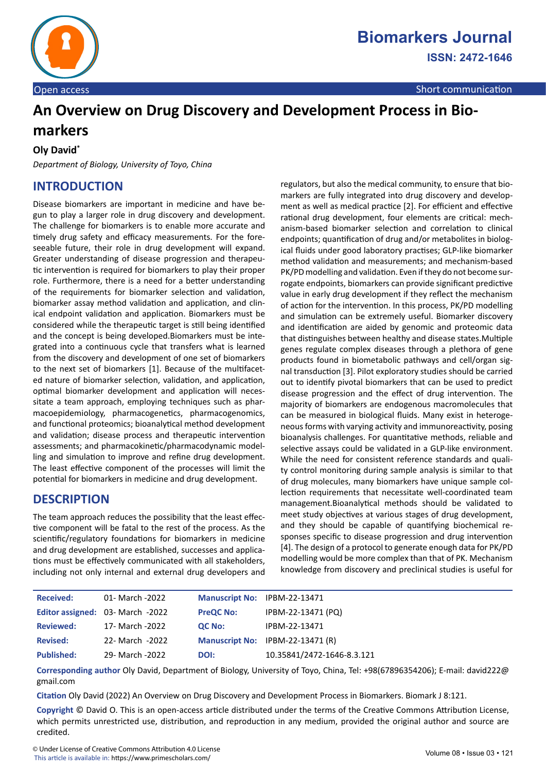Biomarkers Journal
ISSN: 2472-1646

Open access | Short communication

# An Overview on Drug Discovery and Development Process in Biomarkers

**Oly David***

*Department of Biology, University of Toyo, China*

## INTRODUCTION

Disease biomarkers are important in medicine and have begun to play a larger role in drug discovery and development. The challenge for biomarkers is to enable more accurate and timely drug safety and efficacy measurements. For the foreseeable future, their role in drug development will expand. Greater understanding of disease progression and therapeutic intervention is required for biomarkers to play their proper role. Furthermore, there is a need for a better understanding of the requirements for biomarker selection and validation, biomarker assay method validation and application, and clinical endpoint validation and application. Biomarkers must be considered while the therapeutic target is still being identified and the concept is being developed.Biomarkers must be integrated into a continuous cycle that transfers what is learned from the discovery and development of one set of biomarkers to the next set of biomarkers [1]. Because of the multifaceted nature of biomarker selection, validation, and application, optimal biomarker development and application will necessitate a team approach, employing techniques such as pharmacoepidemiology, pharmacogenetics, pharmacogenomics, and functional proteomics; bioanalytical method development and validation; disease process and therapeutic intervention assessments; and pharmacokinetic/pharmacodynamic modelling and simulation to improve and refine drug development. The least effective component of the processes will limit the potential for biomarkers in medicine and drug development.

## DESCRIPTION

The team approach reduces the possibility that the least effective component will be fatal to the rest of the process. As the scientific/regulatory foundations for biomarkers in medicine and drug development are established, successes and applications must be effectively communicated with all stakeholders, including not only internal and external drug developers and regulators, but also the medical community, to ensure that biomarkers are fully integrated into drug discovery and development as well as medical practice [2]. For efficient and effective rational drug development, four elements are critical: mechanism-based biomarker selection and correlation to clinical endpoints; quantification of drug and/or metabolites in biological fluids under good laboratory practises; GLP-like biomarker method validation and measurements; and mechanism-based PK/PD modelling and validation. Even if they do not become surrogate endpoints, biomarkers can provide significant predictive value in early drug development if they reflect the mechanism of action for the intervention. In this process, PK/PD modelling and simulation can be extremely useful. Biomarker discovery and identification are aided by genomic and proteomic data that distinguishes between healthy and disease states.Multiple genes regulate complex diseases through a plethora of gene products found in biometabolic pathways and cell/organ signal transduction [3]. Pilot exploratory studies should be carried out to identify pivotal biomarkers that can be used to predict disease progression and the effect of drug intervention. The majority of biomarkers are endogenous macromolecules that can be measured in biological fluids. Many exist in heterogeneous forms with varying activity and immunoreactivity, posing bioanalysis challenges. For quantitative methods, reliable and selective assays could be validated in a GLP-like environment. While the need for consistent reference standards and quality control monitoring during sample analysis is similar to that of drug molecules, many biomarkers have unique sample collection requirements that necessitate well-coordinated team management.Bioanalytical methods should be validated to meet study objectives at various stages of drug development, and they should be capable of quantifying biochemical responses specific to disease progression and drug intervention [4]. The design of a protocol to generate enough data for PK/PD modelling would be more complex than that of PK. Mechanism knowledge from discovery and preclinical studies is useful for

| | | | |
|---|---|---|---|
| **Received:** | 01- March -2022 | **Manuscript No:** | IPBM-22-13471 |
| **Editor assigned:** | 03- March -2022 | **PreQC No:** | IPBM-22-13471 (PQ) |
| **Reviewed:** | 17- March -2022 | **QC No:** | IPBM-22-13471 |
| **Revised:** | 22- March -2022 | **Manuscript No:** | IPBM-22-13471 (R) |
| **Published:** | 29- March -2022 | **DOI:** | 10.35841/2472-1646-8.3.121 |

**Corresponding author** Oly David, Department of Biology, University of Toyo, China, Tel: +98(67896354206); E-mail: david222@gmail.com

**Citation** Oly David (2022) An Overview on Drug Discovery and Development Process in Biomarkers. Biomark J 8:121.

**Copyright** © David O. This is an open-access article distributed under the terms of the Creative Commons Attribution License, which permits unrestricted use, distribution, and reproduction in any medium, provided the original author and source are credited.

© Under License of Creative Commons Attribution 4.0 License
This article is available in: https://www.primescholars.com/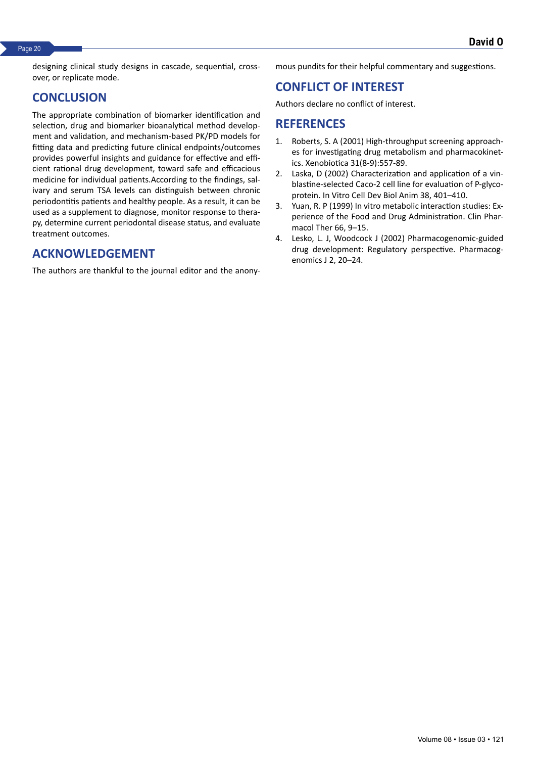designing clinical study designs in cascade, sequential, crossover, or replicate mode.

## CONCLUSION

The appropriate combination of biomarker identification and selection, drug and biomarker bioanalytical method development and validation, and mechanism-based PK/PD models for fitting data and predicting future clinical endpoints/outcomes provides powerful insights and guidance for effective and efficient rational drug development, toward safe and efficacious medicine for individual patients.According to the findings, salivary and serum TSA levels can distinguish between chronic periodontitis patients and healthy people. As a result, it can be used as a supplement to diagnose, monitor response to therapy, determine current periodontal disease status, and evaluate treatment outcomes.

## ACKNOWLEDGEMENT

The authors are thankful to the journal editor and the anonymous pundits for their helpful commentary and suggestions.

## CONFLICT OF INTEREST

Authors declare no conflict of interest.

## REFERENCES

1. Roberts, S. A (2001) High-throughput screening approaches for investigating drug metabolism and pharmacokinetics. Xenobiotica 31(8-9):557-89.
2. Laska, D (2002) Characterization and application of a vinblastine-selected Caco-2 cell line for evaluation of P-glycoprotein. In Vitro Cell Dev Biol Anim 38, 401–410.
3. Yuan, R. P (1999) In vitro metabolic interaction studies: Experience of the Food and Drug Administration. Clin Pharmacol Ther 66, 9–15.
4. Lesko, L. J, Woodcock J (2002) Pharmacogenomic-guided drug development: Regulatory perspective. Pharmacogenomics J 2, 20–24.